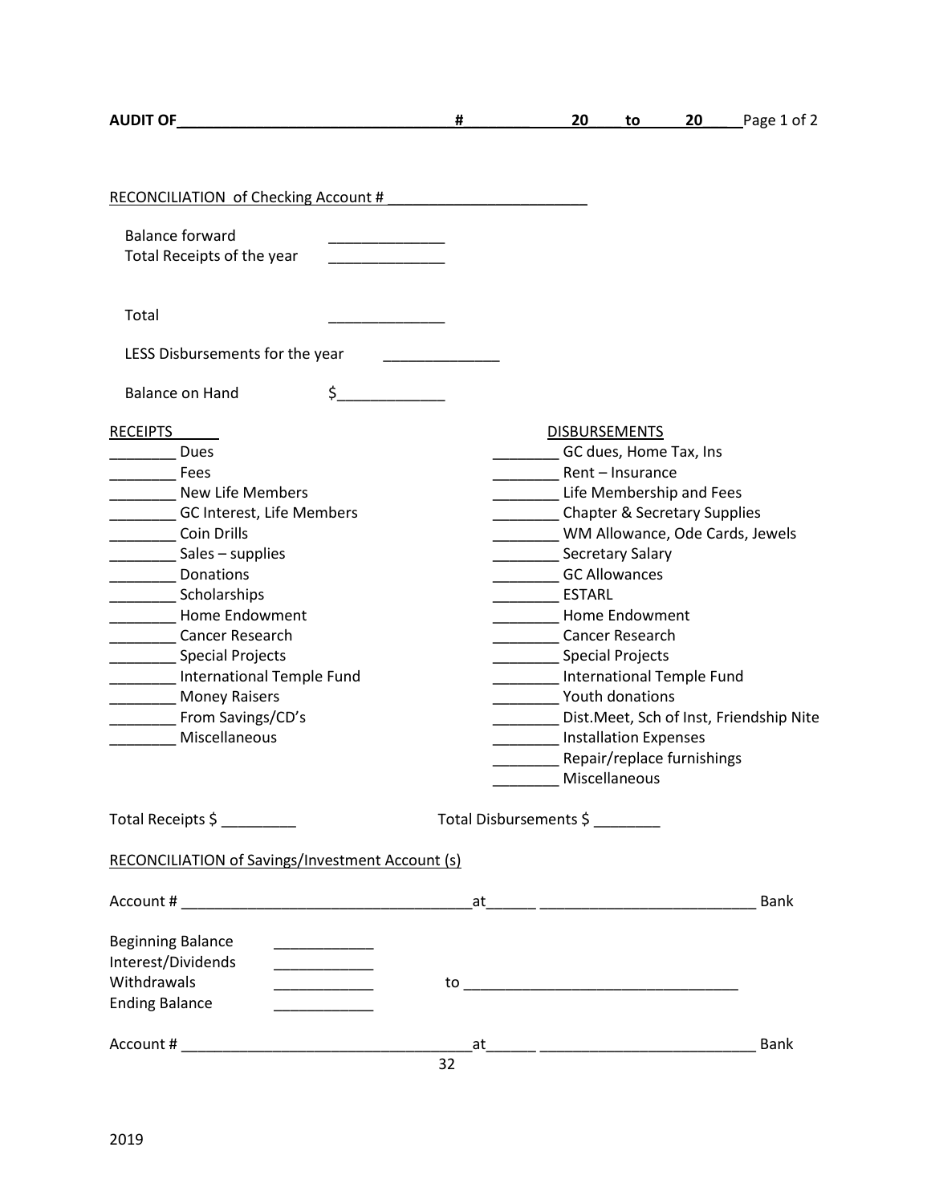**AUDIT OF _________________________________ # __________ 20 ____ to ______ 20 ____** Page 1 of 2

RECONCILIATION of Checking Account # ________________________

Balance forward ______________
Total Receipts of the year ______________

Total ______________

LESS Disbursements for the year ______________

Balance on Hand $_____________

| RECEIPTS | DISBURSEMENTS |
|---|---|
| ________ Dues | ________ GC dues, Home Tax, Ins |
| ________ Fees | ________ Rent – Insurance |
| ________ New Life Members | ________ Life Membership and Fees |
| ________ GC Interest, Life Members | ________ Chapter & Secretary Supplies |
| ________ Coin Drills | ________ WM Allowance, Ode Cards, Jewels |
| ________ Sales – supplies | ________ Secretary Salary |
| ________ Donations | ________ GC Allowances |
| ________ Scholarships | ________ ESTARL |
| ________ Home Endowment | ________ Home Endowment |
| ________ Cancer Research | ________ Cancer Research |
| ________ Special Projects | ________ Special Projects |
| ________ International Temple Fund | ________ International Temple Fund |
| ________ Money Raisers | ________ Youth donations |
| ________ From Savings/CD's | ________ Dist.Meet, Sch of Inst, Friendship Nite |
| ________ Miscellaneous | ________ Installation Expenses |
| | ________ Repair/replace furnishings |
| | ________ Miscellaneous |

Total Receipts $ _________ Total Disbursements $ ________

RECONCILIATION of Savings/Investment Account (s)

Account # __________________________________at______ _________________________ Bank

Beginning Balance ____________
Interest/Dividends ____________
Withdrawals ____________ to ________________________________
Ending Balance ____________

Account # __________________________________at______ _________________________ Bank

2019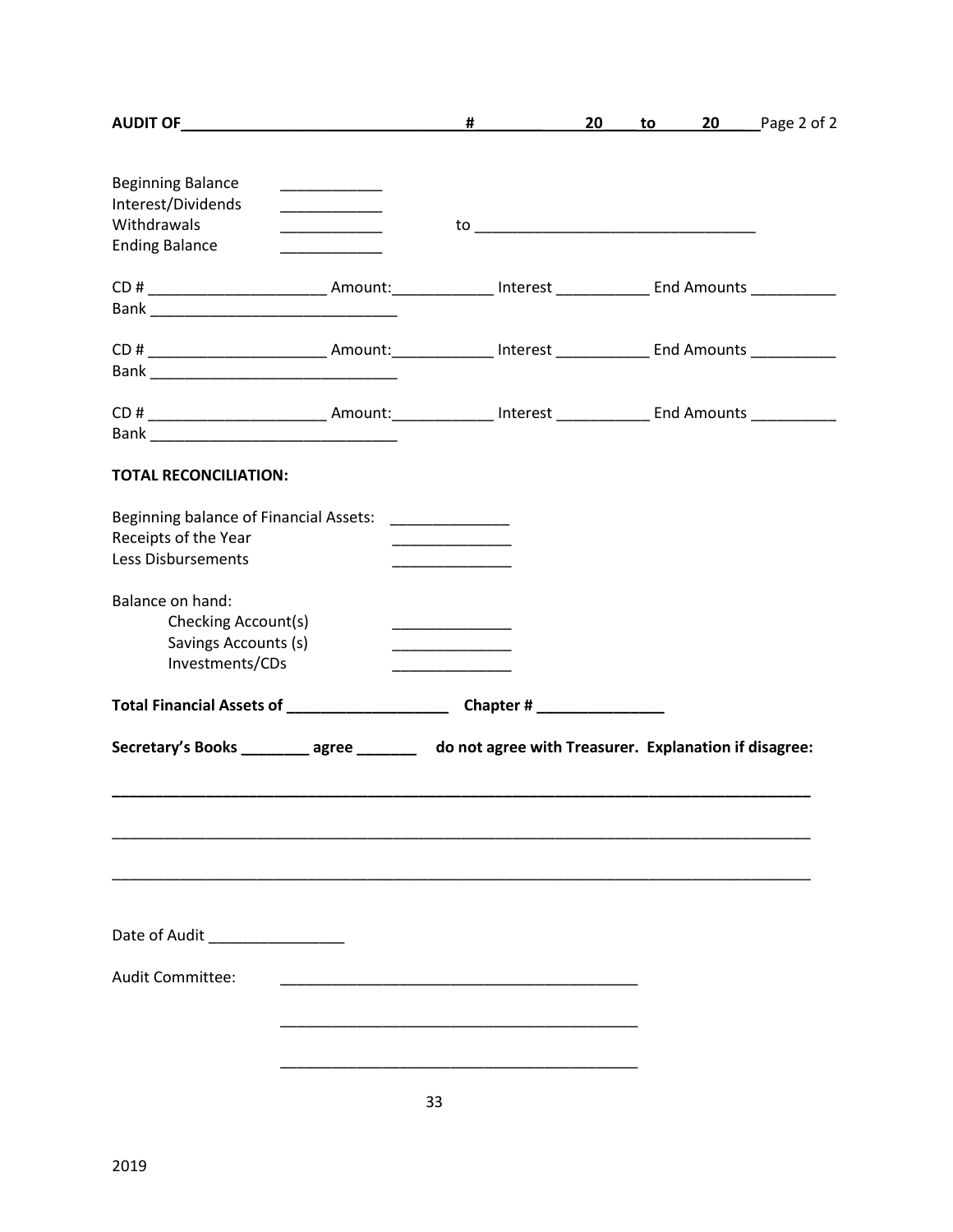**AUDIT OF________________________________ #____________ 20____ to ______ 20______** Page 2 of 2

Beginning Balance ____________
Interest/Dividends ____________
Withdrawals ____________ to ________________________________
Ending Balance ____________

CD # ____________________ Amount:____________ Interest ___________ End Amounts __________
Bank ____________________________

CD # ____________________ Amount:____________ Interest ___________ End Amounts __________
Bank ____________________________

CD # ____________________ Amount:____________ Interest ___________ End Amounts __________
Bank ____________________________

**TOTAL RECONCILIATION:**

Beginning balance of Financial Assets: ______________
Receipts of the Year ______________
Less Disbursements ______________

Balance on hand:
- Checking Account(s) ______________
- Savings Accounts (s) ______________
- Investments/CDs ______________

**Total Financial Assets of __________________ Chapter # ______________**

**Secretary's Books ________ agree _______ do not agree with Treasurer. Explanation if disagree:**

________________________________________________________________________________

________________________________________________________________________________

________________________________________________________________________________

Date of Audit ________________

Audit Committee: ________________________________________

________________________________________

________________________________________

2019